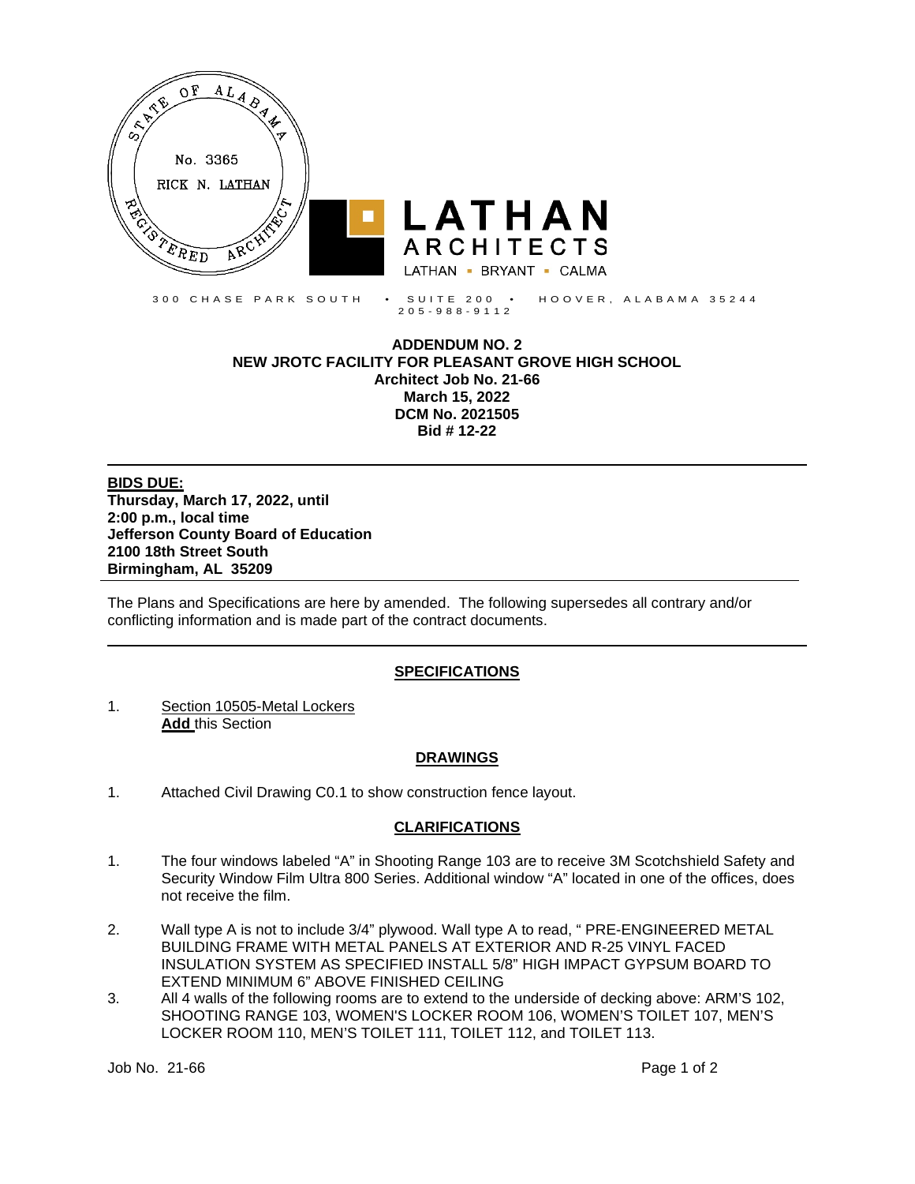STATE OF ALABAMA
No. 3365
RICK N. LATHAN
REGISTERED ARCHITECT

**LATHAN ARCHITECTS**
LATHAN ▪ BRYANT ▪ CALMA

300 CHASE PARK SOUTH • SUITE 200 • HOOVER, ALABAMA 35244
205-988-9112

**ADDENDUM NO. 2**
**NEW JROTC FACILITY FOR PLEASANT GROVE HIGH SCHOOL**
**Architect Job No. 21-66**
**March 15, 2022**
**DCM No. 2021505**
**Bid # 12-22**

---

**BIDS DUE:**
**Thursday, March 17, 2022, until**
**2:00 p.m., local time**
**Jefferson County Board of Education**
**2100 18th Street South**
**Birmingham, AL 35209**

---

The Plans and Specifications are here by amended. The following supersedes all contrary and/or conflicting information and is made part of the contract documents.

---

## SPECIFICATIONS

1. Section 10505-Metal Lockers
   **Add** this Section

## DRAWINGS

1. Attached Civil Drawing C0.1 to show construction fence layout.

## CLARIFICATIONS

1. The four windows labeled "A" in Shooting Range 103 are to receive 3M Scotchshield Safety and Security Window Film Ultra 800 Series. Additional window "A" located in one of the offices, does not receive the film.
2. Wall type A is not to include 3/4" plywood. Wall type A to read, " PRE-ENGINEERED METAL BUILDING FRAME WITH METAL PANELS AT EXTERIOR AND R-25 VINYL FACED INSULATION SYSTEM AS SPECIFIED INSTALL 5/8" HIGH IMPACT GYPSUM BOARD TO EXTEND MINIMUM 6" ABOVE FINISHED CEILING
3. All 4 walls of the following rooms are to extend to the underside of decking above: ARM'S 102, SHOOTING RANGE 103, WOMEN'S LOCKER ROOM 106, WOMEN'S TOILET 107, MEN'S LOCKER ROOM 110, MEN'S TOILET 111, TOILET 112, and TOILET 113.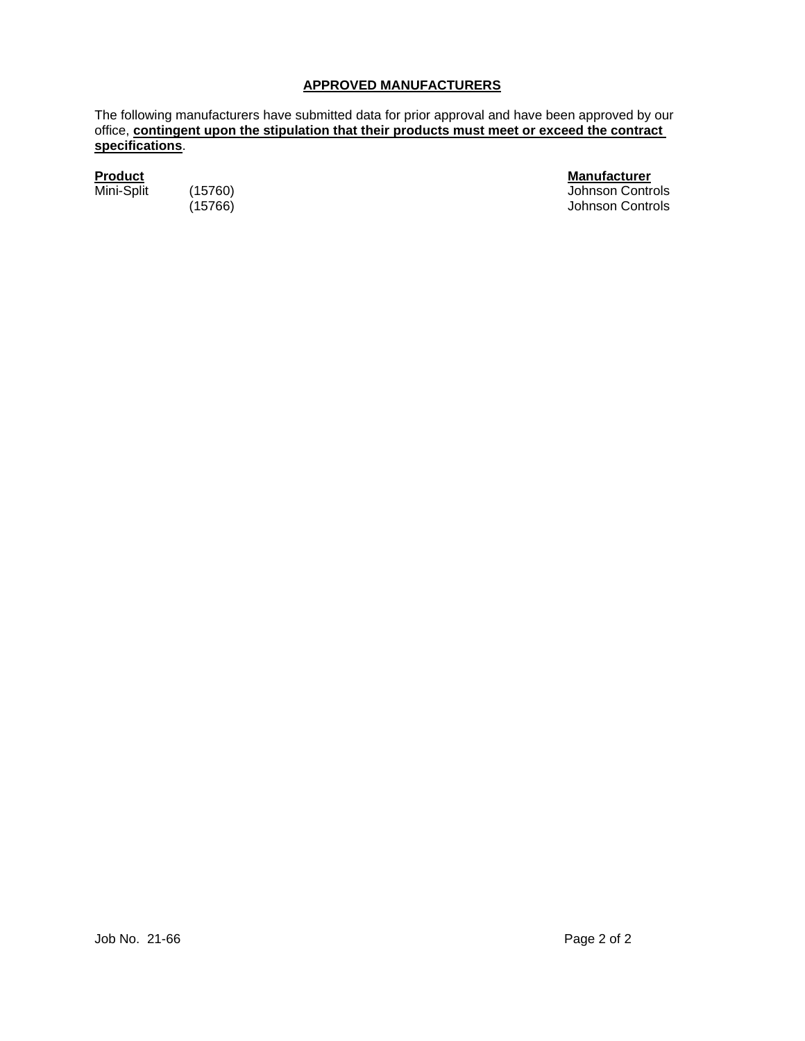## APPROVED MANUFACTURERS

The following manufacturers have submitted data for prior approval and have been approved by our office, **contingent upon the stipulation that their products must meet or exceed the contract specifications**.

| Product | | Manufacturer |
|---|---|---|
| Mini-Split | (15760) | Johnson Controls |
| | (15766) | Johnson Controls |

Job No. 21-66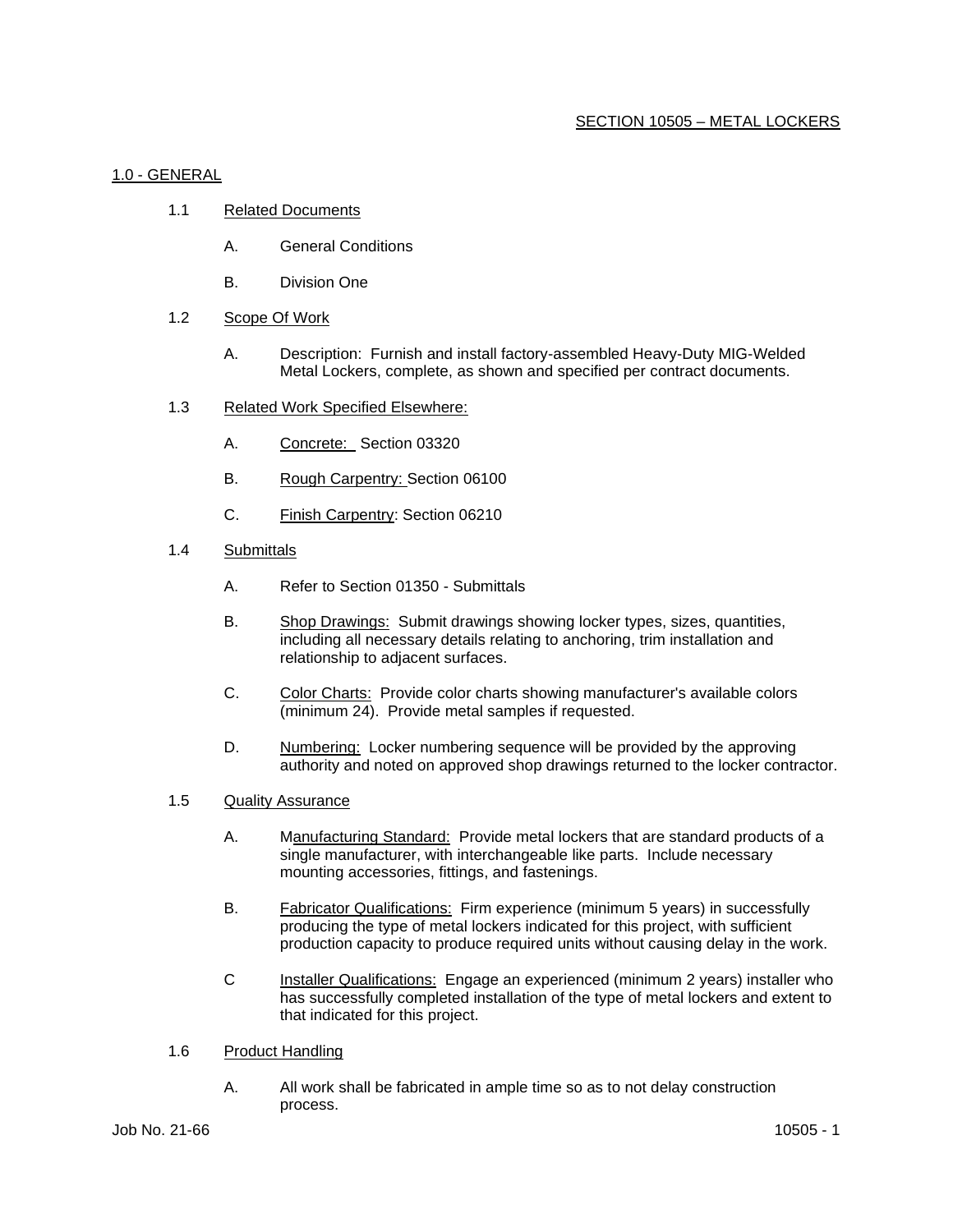## SECTION 10505 – METAL LOCKERS

### 1.0 - GENERAL

1.1 Related Documents

- A. General Conditions
- B. Division One

1.2 Scope Of Work

- A. Description: Furnish and install factory-assembled Heavy-Duty MIG-Welded Metal Lockers, complete, as shown and specified per contract documents.

1.3 Related Work Specified Elsewhere:

- A. Concrete: Section 03320
- B. Rough Carpentry: Section 06100
- C. Finish Carpentry: Section 06210

1.4 Submittals

- A. Refer to Section 01350 - Submittals
- B. Shop Drawings: Submit drawings showing locker types, sizes, quantities, including all necessary details relating to anchoring, trim installation and relationship to adjacent surfaces.
- C. Color Charts: Provide color charts showing manufacturer's available colors (minimum 24). Provide metal samples if requested.
- D. Numbering: Locker numbering sequence will be provided by the approving authority and noted on approved shop drawings returned to the locker contractor.

1.5 Quality Assurance

- A. Manufacturing Standard: Provide metal lockers that are standard products of a single manufacturer, with interchangeable like parts. Include necessary mounting accessories, fittings, and fastenings.
- B. Fabricator Qualifications: Firm experience (minimum 5 years) in successfully producing the type of metal lockers indicated for this project, with sufficient production capacity to produce required units without causing delay in the work.
- C Installer Qualifications: Engage an experienced (minimum 2 years) installer who has successfully completed installation of the type of metal lockers and extent to that indicated for this project.

1.6 Product Handling

- A. All work shall be fabricated in ample time so as to not delay construction process.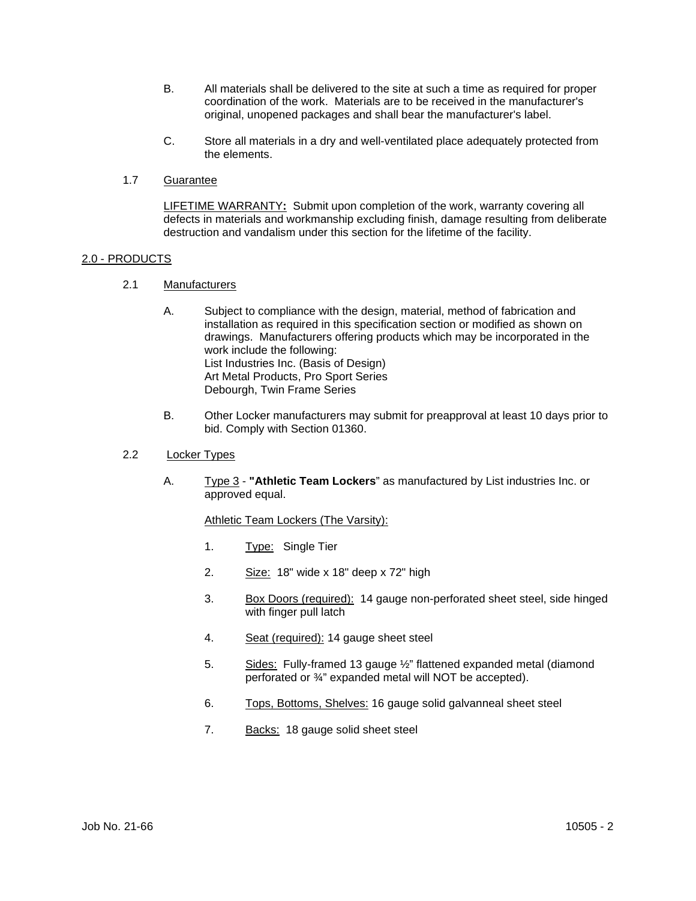B. All materials shall be delivered to the site at such a time as required for proper coordination of the work. Materials are to be received in the manufacturer's original, unopened packages and shall bear the manufacturer's label.

C. Store all materials in a dry and well-ventilated place adequately protected from the elements.

1.7 Guarantee

LIFETIME WARRANTY**:** Submit upon completion of the work, warranty covering all defects in materials and workmanship excluding finish, damage resulting from deliberate destruction and vandalism under this section for the lifetime of the facility.

## 2.0 - PRODUCTS

2.1 Manufacturers

A. Subject to compliance with the design, material, method of fabrication and installation as required in this specification section or modified as shown on drawings. Manufacturers offering products which may be incorporated in the work include the following:
List Industries Inc. (Basis of Design)
Art Metal Products, Pro Sport Series
Debourgh, Twin Frame Series

B. Other Locker manufacturers may submit for preapproval at least 10 days prior to bid. Comply with Section 01360.

2.2 Locker Types

A. Type 3 - **"Athletic Team Lockers**" as manufactured by List industries Inc. or approved equal.

Athletic Team Lockers (The Varsity):

1. Type: Single Tier
2. Size: 18" wide x 18" deep x 72" high
3. Box Doors (required): 14 gauge non-perforated sheet steel, side hinged with finger pull latch
4. Seat (required): 14 gauge sheet steel
5. Sides: Fully-framed 13 gauge ½" flattened expanded metal (diamond perforated or ¾" expanded metal will NOT be accepted).
6. Tops, Bottoms, Shelves: 16 gauge solid galvanneal sheet steel
7. Backs: 18 gauge solid sheet steel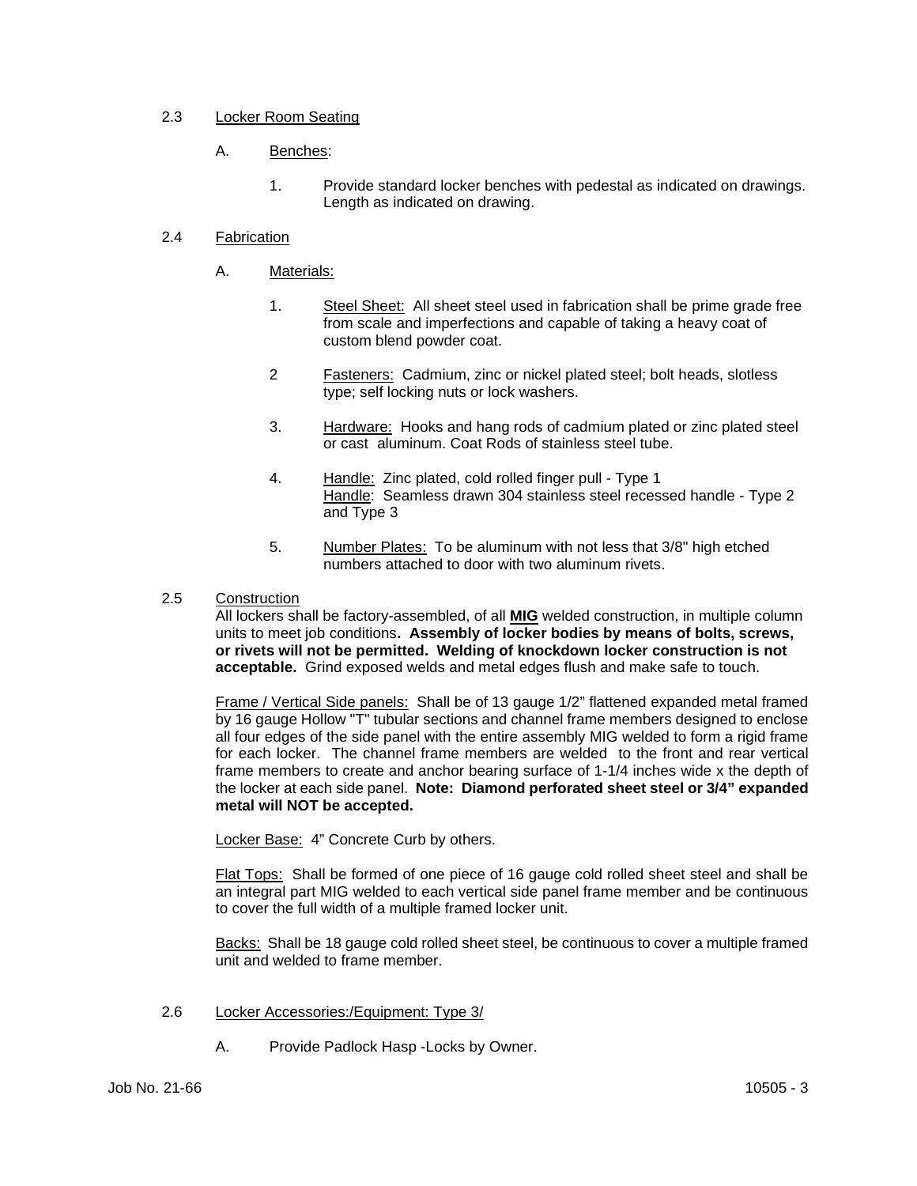2.3 Locker Room Seating

A. Benches:

1. Provide standard locker benches with pedestal as indicated on drawings. Length as indicated on drawing.

2.4 Fabrication

A. Materials:

1. Steel Sheet: All sheet steel used in fabrication shall be prime grade free from scale and imperfections and capable of taking a heavy coat of custom blend powder coat.

2 Fasteners: Cadmium, zinc or nickel plated steel; bolt heads, slotless type; self locking nuts or lock washers.

3. Hardware: Hooks and hang rods of cadmium plated or zinc plated steel or cast aluminum. Coat Rods of stainless steel tube.

4. Handle: Zinc plated, cold rolled finger pull - Type 1
Handle: Seamless drawn 304 stainless steel recessed handle - Type 2 and Type 3

5. Number Plates: To be aluminum with not less that 3/8" high etched numbers attached to door with two aluminum rivets.

2.5 Construction

All lockers shall be factory-assembled, of all **MIG** welded construction, in multiple column units to meet job conditions**. Assembly of locker bodies by means of bolts, screws, or rivets will not be permitted. Welding of knockdown locker construction is not acceptable.** Grind exposed welds and metal edges flush and make safe to touch.

Frame / Vertical Side panels: Shall be of 13 gauge 1/2" flattened expanded metal framed by 16 gauge Hollow "T" tubular sections and channel frame members designed to enclose all four edges of the side panel with the entire assembly MIG welded to form a rigid frame for each locker. The channel frame members are welded to the front and rear vertical frame members to create and anchor bearing surface of 1-1/4 inches wide x the depth of the locker at each side panel. **Note: Diamond perforated sheet steel or 3/4" expanded metal will NOT be accepted.**

Locker Base: 4" Concrete Curb by others.

Flat Tops: Shall be formed of one piece of 16 gauge cold rolled sheet steel and shall be an integral part MIG welded to each vertical side panel frame member and be continuous to cover the full width of a multiple framed locker unit.

Backs: Shall be 18 gauge cold rolled sheet steel, be continuous to cover a multiple framed unit and welded to frame member.

2.6 Locker Accessories:/Equipment: Type 3/

A. Provide Padlock Hasp -Locks by Owner.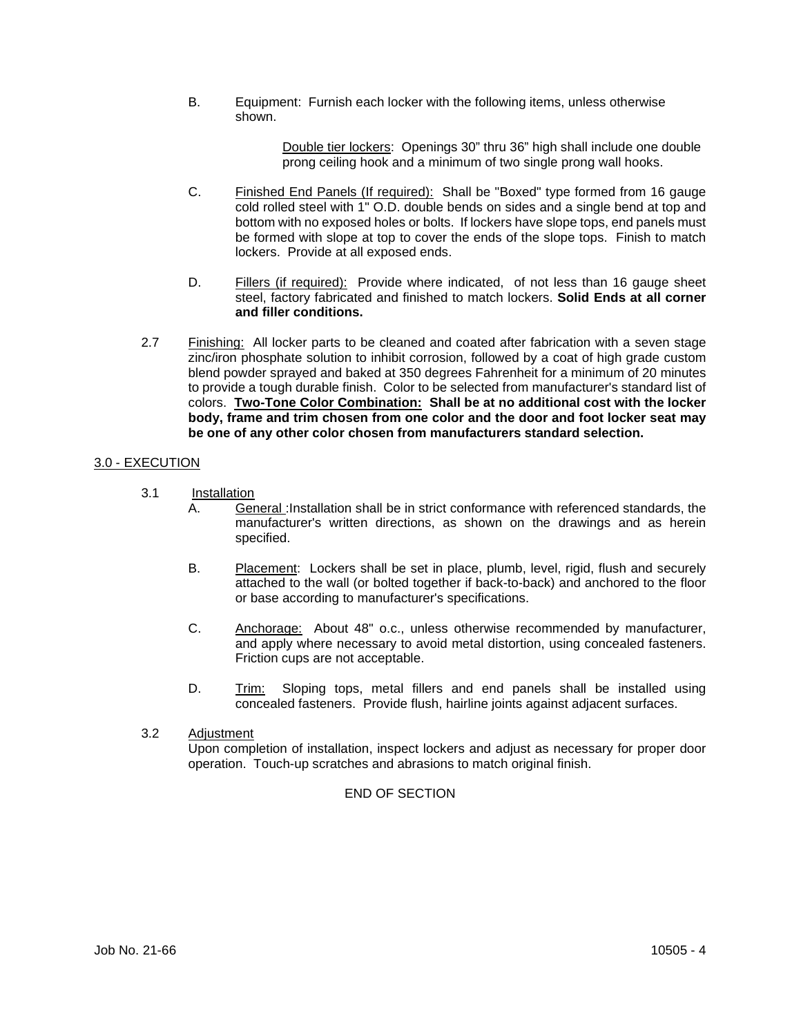B. Equipment: Furnish each locker with the following items, unless otherwise shown.

Double tier lockers: Openings 30" thru 36" high shall include one double prong ceiling hook and a minimum of two single prong wall hooks.

C. Finished End Panels (If required): Shall be "Boxed" type formed from 16 gauge cold rolled steel with 1" O.D. double bends on sides and a single bend at top and bottom with no exposed holes or bolts. If lockers have slope tops, end panels must be formed with slope at top to cover the ends of the slope tops. Finish to match lockers. Provide at all exposed ends.

D. Fillers (if required): Provide where indicated, of not less than 16 gauge sheet steel, factory fabricated and finished to match lockers. **Solid Ends at all corner and filler conditions.**

2.7 Finishing: All locker parts to be cleaned and coated after fabrication with a seven stage zinc/iron phosphate solution to inhibit corrosion, followed by a coat of high grade custom blend powder sprayed and baked at 350 degrees Fahrenheit for a minimum of 20 minutes to provide a tough durable finish. Color to be selected from manufacturer's standard list of colors. **Two-Tone Color Combination: Shall be at no additional cost with the locker body, frame and trim chosen from one color and the door and foot locker seat may be one of any other color chosen from manufacturers standard selection.**

## 3.0 - EXECUTION

3.1 Installation

A. General :Installation shall be in strict conformance with referenced standards, the manufacturer's written directions, as shown on the drawings and as herein specified.

B. Placement: Lockers shall be set in place, plumb, level, rigid, flush and securely attached to the wall (or bolted together if back-to-back) and anchored to the floor or base according to manufacturer's specifications.

C. Anchorage: About 48" o.c., unless otherwise recommended by manufacturer, and apply where necessary to avoid metal distortion, using concealed fasteners. Friction cups are not acceptable.

D. Trim: Sloping tops, metal fillers and end panels shall be installed using concealed fasteners. Provide flush, hairline joints against adjacent surfaces.

3.2 Adjustment

Upon completion of installation, inspect lockers and adjust as necessary for proper door operation. Touch-up scratches and abrasions to match original finish.

END OF SECTION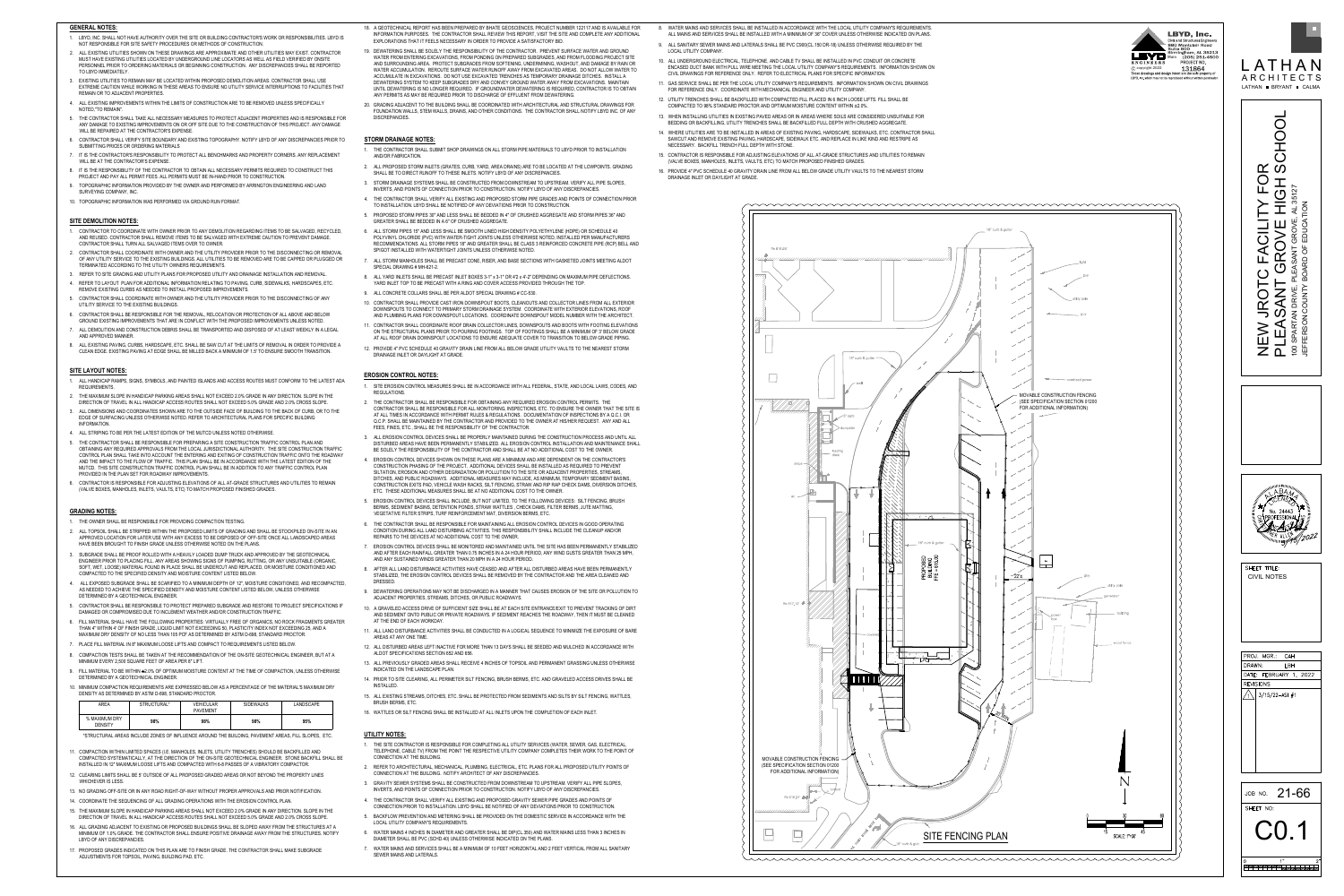## GENERAL NOTES:

1. LBYD, INC. SHALL NOT HAVE AUTHORITY OVER THE SITE OR BUILDING CONTRACTOR'S WORK OR RESPONSIBILITIES. LBYD IS NOT RESPONSIBLE FOR SITE SAFETY PROCEDURES OR METHODS OF CONSTRUCTION.
2. ALL EXISTING UTILITIES SHOWN ON THESE DRAWINGS ARE APPROXIMATE AND OTHER UTILITIES MAY EXIST. CONTRACTOR MUST HAVE EXISTING UTILITIES LOCATED BY UNDERGROUND LINE LOCATORS AS WELL AS FIELD VERIFIED BY ONSITE PERSONNEL PRIOR TO ORDERING MATERIALS OR BEGINNING CONSTRUCTION. ANY DISCREPANCIES SHALL BE REPORTED TO LBYD IMMEDIATELY.
3. EXISTING UTILITIES TO REMAIN MAY BE LOCATED WITHIN PROPOSED DEMOLITION AREAS. CONTRACTOR SHALL USE EXTREME CAUTION WHILE WORKING IN THESE AREAS TO ENSURE NO UTILITY SERVICE INTERRUPTIONS TO FACILITIES THAT REMAIN OR TO ADJACENT PROPERTIES.
4. ALL EXISTING IMPROVEMENTS WITHIN THE LIMITS OF CONSTRUCTION ARE TO BE REMOVED UNLESS SPECIFICALLY NOTED "TO REMAIN".
5. THE CONTRACTOR SHALL TAKE ALL NECESSARY MEASURES TO PROTECT ADJACENT PROPERTIES AND IS RESPONSIBLE FOR ANY DAMAGE TO EXISTING IMPROVEMENTS ON OR OFF SITE DUE TO THE CONSTRUCTION OF THIS PROJECT. ANY DAMAGE WILL BE REPAIRED AT THE CONTRACTOR'S EXPENSE.
6. CONTRACTOR SHALL VERIFY SITE BOUNDARY AND EXISTING TOPOGRAPHY. NOTIFY LBYD OF ANY DISCREPANCIES PRIOR TO SUBMITTING PRICES OR ORDERING MATERIALS.
7. IT IS THE CONTRACTOR'S RESPONSIBILITY TO PROTECT ALL BENCHMARKS AND PROPERTY CORNERS. ANY REPLACEMENT WILL BE AT THE CONTRACTOR'S EXPENSE.
8. IT IS THE RESPONSIBILITY OF THE CONTRACTOR TO OBTAIN ALL NECESSARY PERMITS REQUIRED TO CONSTRUCT THIS PROJECT AND PAY ALL PERMIT FEES. ALL PERMITS MUST BE IN-HAND PRIOR TO CONSTRUCTION.
9. TOPOGRAPHIC INFORMATION PROVIDED BY THE OWNER AND PERFORMED BY ARRINGTON ENGINEERING AND LAND SURVEYING COMPANY, INC.
10. TOPOGRAPHIC INFORMATION WAS PERFORMED VIA GROUND RUN FORMAT.

## SITE DEMOLITION NOTES:

1. CONTRACTOR TO COORDINATE WITH OWNER PRIOR TO ANY DEMOLITION REGARDING ITEMS TO BE SALVAGED, RECYCLED, AND REUSED. CONTRACTOR SHALL REMOVE ITEMS TO BE SALVAGED WITH EXTREME CAUTION TO PREVENT DAMAGE. CONTRACTOR SHALL TURN ALL SALVAGED ITEMS OVER TO OWNER.
2. CONTRACTOR SHALL COORDINATE WITH OWNER AND THE UTILITY PROVIDER PRIOR TO THE DISCONNECTING OR REMOVAL OF ANY UTILITY SERVICE TO THE EXISTING BUILDINGS. ALL UTILITIES TO BE REMOVED ARE TO BE CAPPED OR PLUGGED OR TERMINATED ACCORDING TO THE UTILITY OWNERS REQUIREMENTS.
3. REFER TO SITE GRADING AND UTILITY PLANS FOR PROPOSED UTILITY AND DRAINAGE INSTALLATION AND REMOVAL.
4. REFER TO LAYOUT PLAN FOR ADDITIONAL INFORMATION RELATING TO PAVING, CURB, SIDEWALKS, HARDSCAPES, ETC. REMOVE EXISTING CURBS AS NEEDED TO INSTALL PROPOSED IMPROVEMENTS.
5. CONTRACTOR SHALL COORDINATE WITH OWNER AND THE UTILITY PROVIDER PRIOR TO THE DISCONNECTING OF ANY UTILITY SERVICE TO THE EXISTING BUILDINGS.
6. CONTRACTOR SHALL BE RESPONSIBLE FOR THE REMOVAL, RELOCATION OR PROTECTION OF ALL ABOVE AND BELOW GROUND EXISTING IMPROVEMENTS THAT ARE IN CONFLICT WITH THE PROPOSED IMPROVEMENTS UNLESS NOTED.
7. ALL DEMOLITION AND CONSTRUCTION DEBRIS SHALL BE TRANSPORTED AND DISPOSED OF AT LEAST WEEKLY IN A LEGAL AND APPROVED MANNER.
8. ALL EXISTING PAVING, CURBS, HARDSCAPE, ETC. SHALL BE SAW CUT AT THE LIMITS OF REMOVAL IN ORDER TO PROVIDE A CLEAN EDGE. EXISTING PAVING AT EDGE SHALL BE MILLED BACK A MINIMUM OF 1.5" TO ENSURE SMOOTH TRANSITION.

## SITE LAYOUT NOTES:

1. ALL HANDICAP RAMPS, SIGNS, SYMBOLS, AND PAINTED ISLANDS AND ACCESS ROUTES MUST CONFORM TO THE LATEST ADA REQUIREMENTS.
2. THE MAXIMUM SLOPE IN HANDICAP PARKING AREAS SHALL NOT EXCEED 2.0% GRADE IN ANY DIRECTION. SLOPE IN THE DIRECTION OF TRAVEL IN ALL HANDICAP ACCESS ROUTES SHALL NOT EXCEED 5.0% GRADE AND 2.0% CROSS SLOPE.
3. ALL DIMENSIONS AND COORDINATES SHOWN ARE TO THE OUTSIDE FACE OF BUILDING TO THE BACK OF CURB, OR TO THE EDGE OF SURFACING UNLESS OTHERWISE NOTED. REFER TO ARCHITECTURAL PLANS FOR SPECIFIC BUILDING INFORMATION.
4. ALL STRIPING TO BE PER THE LATEST EDITION OF THE MUTCD UNLESS NOTED OTHERWISE.
5. THE CONTRACTOR SHALL BE RESPONSIBLE FOR PREPARING A SITE CONSTRUCTION TRAFFIC CONTROL PLAN AND OBTAINING ANY REQUIRED APPROVALS FROM THE LOCAL JURISDICTIONAL AUTHORITY. THE SITE CONSTRUCTION TRAFFIC CONTROL PLAN SHALL TAKE INTO ACCOUNT THE ENTERING AND EXITING OF CONSTRUCTION TRAFFIC ONTO THE ROADWAY AND THE IMPACT TO THE FLOW OF TRAFFIC. THIS PLAN SHALL BE IN ACCORDANCE WITH THE LATEST EDITION OF THE MUTCD. THIS SITE CONSTRUCTION TRAFFIC CONTROL PLAN SHALL BE IN ADDITION TO ANY TRAFFIC CONTROL PLAN PROVIDED IN THE PLAN SET FOR ROADWAY IMPROVEMENTS.
6. CONTRACTOR IS RESPONSIBLE FOR ADJUSTING ELEVATIONS OF ALL AT-GRADE STRUCTURES AND UTILITIES TO REMAIN (VALVE BOXES, MANHOLES, INLETS, VAULTS, ETC) TO MATCH PROPOSED FINISHED GRADES.

## GRADING NOTES:

1. THE OWNER SHALL BE RESPONSIBLE FOR PROVIDING COMPACTION TESTING.
2. ALL TOPSOIL SHALL BE STRIPPED WITHIN THE PROPOSED LIMITS OF GRADING AND SHALL BE STOCKPILED ON-SITE IN AN APPROVED LOCATION FOR LATER USE WITH ANY EXCESS TO BE DISPOSED OF OFF-SITE ONCE ALL LANDSCAPED AREAS HAVE BEEN BROUGHT TO FINISH GRADE UNLESS OTHERWISE NOTED ON THE PLANS.
3. SUBGRADE SHALL BE PROOF ROLLED WITH A HEAVILY LOADED DUMP TRUCK AND APPROVED BY THE GEOTECHNICAL ENGINEER PRIOR TO PLACING FILL. ANY AREAS SHOWING SIGNS OF PUMPING, RUTTING, OR ANY UNSUITABLE (ORGANIC, SOFT, WET, LOOSE) MATERIAL FOUND IN PLACE SHALL BE UNDERCUT AND REPLACED, OR MOISTURE CONDITIONED AND COMPACTED TO THE SPECIFIED DENSITY AND MOISTURE CONTENT LISTED BELOW.
4. ALL EXPOSED SUBGRADE SHALL BE SCARIFIED TO A MINIMUM DEPTH OF 12", MOISTURE CONDITIONED, AND RECOMPACTED, AS NEEDED TO ACHIEVE THE SPECIFIED DENSITY AND MOISTURE CONTENT LISTED BELOW, UNLESS OTHERWISE DETERMINED BY A GEOTECHNICAL ENGINEER.
5. CONTRACTOR SHALL BE RESPONSIBLE TO PROTECT PREPARED SUBGRADE AND RESTORE TO PROJECT SPECIFICATIONS IF DAMAGED OR COMPROMISED DUE TO INCLEMENT WEATHER AND/OR CONSTRUCTION TRAFFIC.
6. FILL MATERIAL SHALL HAVE THE FOLLOWING PROPERTIES: VIRTUALLY FREE OF ORGANICS, NO ROCK FRAGMENTS GREATER THAN 4" WITHIN 4' OF FINISH GRADE, LIQUID LIMIT NOT EXCEEDING 50, PLASTICITY INDEX NOT EXCEEDING 25, AND A MAXIMUM DRY DENSITY OF NO LESS THAN 105 PCF AS DETERMINED BY ASTM-D698, STANDARD PROCTOR.
7. PLACE FILL MATERIAL IN 8" MAXIMUM LOOSE LIFTS AND COMPACT TO REQUIREMENTS LISTED BELOW.
8. COMPACTION TESTS SHALL BE TAKEN AT THE RECOMMENDATION OF THE ON-SITE GEOTECHNICAL ENGINEER, BUT AT A MINIMUM EVERY 2,500 SQUARE FEET OF AREA PER 8" LIFT.
9. FILL MATERIAL TO BE WITHIN ±2.0% OF OPTIMUM MOISTURE CONTENT AT THE TIME OF COMPACTION, UNLESS OTHERWISE DETERMINED BY A GEOTECHNICAL ENGINEER.
10. MINIMUM COMPACTION REQUIREMENTS ARE EXPRESSED BELOW AS A PERCENTAGE OF THE MATERIAL'S MAXIMUM DRY DENSITY AS DETERMINED BY ASTM D-698, STANDARD PROCTOR:

| AREA | STRUCTURAL* | VEHICULAR PAVEMENT | SIDEWALKS | LANDSCAPE |
|---|---|---|---|---|
| % MAXIMUM DRY DENSITY | 98% | 98% | 98% | 85% |

*STRUCTURAL AREAS INCLUDE ZONES OF INFLUENCE AROUND THE BUILDING, PAVEMENT AREAS, FILL SLOPES, ETC.

11. COMPACTION WITHIN LIMITED SPACES (I.E. MANHOLES, INLETS, UTILITY TRENCHES) SHOULD BE BACKFILLED AND COMPACTED SYSTEMATICALLY, AT THE DIRECTION OF THE ON-SITE GEOTECHNICAL ENGINEER. STONE BACKFILL SHALL BE INSTALLED IN 12" MAXIMUM LOOSE LIFTS AND COMPACTED WITH 6-8 PASSES OF A VIBRATORY COMPACTOR.
12. CLEARING LIMITS SHALL BE 5' OUTSIDE OF ALL PROPOSED GRADED AREAS OR NOT BEYOND THE PROPERTY LINES WHICHEVER IS LESS.
13. NO GRADING OFF-SITE OR IN ANY ROAD RIGHT-OF-WAY WITHOUT PROPER APPROVALS AND PRIOR NOTIFICATION.
14. COORDINATE THE SEQUENCING OF ALL GRADING OPERATIONS WITH THE EROSION CONTROL PLAN.
15. THE MAXIMUM SLOPE IN HANDICAP PARKING AREAS SHALL NOT EXCEED 2.0% GRADE IN ANY DIRECTION. SLOPE IN THE DIRECTION OF TRAVEL IN ALL HANDICAP ACCESS ROUTES SHALL NOT EXCEED 5.0% GRADE AND 2.0% CROSS SLOPE.
16. ALL GRADING ADJACENT TO EXISTING OR PROPOSED BUILDINGS SHALL BE SLOPED AWAY FROM THE STRUCTURES AT A MINIMUM OF 1.0% GRADE. THE CONTRACTOR SHALL ENSURE POSITIVE DRAINAGE AWAY FROM THE STRUCTURES. NOTIFY LBYD OF ANY DISCREPANCIES.
17. PROPOSED GRADES INDICATED ON THIS PLAN ARE TO FINISH GRADE. THE CONTRACTOR SHALL MAKE SUBGRADE ADJUSTMENTS FOR TOPSOIL, PAVING, BUILDING PAD, ETC.
18. A GEOTECHNICAL REPORT HAS BEEN PREPARED BY BHATE GEOSCIENCES, PROJECT NUMBER 122117 AND IS AVAILABLE FOR INFORMATION PURPOSES. THE CONTRACTOR SHALL REVIEW THIS REPORT, VISIT THE SITE AND COMPLETE ANY ADDITIONAL EXPLORATIONS THAT IT FEELS NECESSARY IN ORDER TO PROVIDE A SATISFACTORY BID.
19. DEWATERING SHALL BE SOLELY THE RESPONSIBILITY OF THE CONTRACTOR. PREVENT SURFACE WATER AND GROUND WATER FROM ENTERING EXCAVATIONS, FROM PONDING ON PREPARED SUBGRADES, AND FROM FLOODING PROJECT SITE AND SURROUNDING AREA. PROTECT SUBGRADES FROM SOFTENING, UNDERMINING, WASHOUT, AND DAMAGE BY RAIN OR WATER ACCUMULATION. REROUTE SURFACE WATER RUNOFF AWAY FROM EXCAVATED AREAS. DO NOT ALLOW WATER TO ACCUMULATE IN EXCAVATIONS. DO NOT USE EXCAVATED TRENCHES AS TEMPORARY DRAINAGE DITCHES. INSTALL A DEWATERING SYSTEM TO KEEP SUBGRADES DRY AND CONVEY GROUND WATER AWAY FROM EXCAVATIONS. MAINTAIN UNTIL DEWATERING IS NO LONGER REQUIRED. IF GROUNDWATER DEWATERING IS REQUIRED, CONTRACTOR IS TO OBTAIN ANY PERMITS AS MAY BE REQUIRED PRIOR TO DISCHARGE OF EFFLUENT FROM DEWATERING.
20. GRADING ADJACENT TO THE BUILDING SHALL BE COORDINATED WITH ARCHITECTURAL AND STRUCTURAL DRAWINGS FOR FOUNDATION WALLS, STEM WALLS, DRAINS, AND OTHER CONDITIONS. THE CONTRACTOR SHALL NOTIFY LBYD INC. OF ANY DISCREPANCIES.

## STORM DRAINAGE NOTES:

1. THE CONTRACTOR SHALL SUBMIT SHOP DRAWINGS ON ALL STORM PIPE MATERIALS TO LBYD PRIOR TO INSTALLATION AND/OR FABRICATION.
2. ALL PROPOSED STORM INLETS (GRATES, CURB, YARD, AREA DRAINS) ARE TO BE LOCATED AT THE LOWPOINTS. GRADING SHALL BE TO DIRECT RUNOFF TO THESE INLETS. NOTIFY LBYD OF ANY DISCREPANCIES.
3. STORM DRAINAGE SYSTEMS SHALL BE CONSTRUCTED FROM DOWNSTREAM TO UPSTREAM. VERIFY ALL PIPE SLOPES, INVERTS, AND POINTS OF CONNECTION PRIOR TO CONSTRUCTION. NOTIFY LBYD OF ANY DISCREPANCIES.
4. THE CONTRACTOR SHALL VERIFY ALL EXISTING AND PROPOSED STORM PIPE GRADES AND POINTS OF CONNECTION PRIOR TO INSTALLATION. LBYD SHALL BE NOTIFIED OF ANY DEVIATIONS PRIOR TO CONSTRUCTION.
5. PROPOSED STORM PIPES 36" AND LESS SHALL BE BEDDED IN 4" OF CRUSHED AGGREGATE AND STORM PIPES 36" AND GREATER SHALL BE BEDDED IN A 6" OF CRUSHED AGGREGATE.
6. ALL STORM PIPES 15" AND LESS SHALL BE SMOOTH LINED HIGH DENSITY POLYETHYLENE (HDPE) OR SCHEDULE 40 POLYVINYL CHLORIDE (PVC) WITH WATER-TIGHT JOINTS UNLESS OTHERWISE NOTED. INSTALLED PER MANUFACTURERS RECOMMENDATIONS. ALL STORM PIPES 18" AND GREATER SHALL BE CLASS 3 REINFORCED CONCRETE PIPE (RCP) BELL AND SPIGOT INSTALLED WITH WATERTIGHT JOINTS UNLESS OTHERWISE NOTED.
7. ALL STORM MANHOLES SHALL BE PRECAST CONE, RISER, AND BASE SECTIONS WITH GASKETED JOINTS MEETING ALDOT SPECIAL DRAWING # MH-621-2.
8. ALL YARD INLETS SHALL BE PRECAST INLET BOXES 3-1" x 3-1" OR 4'-3 x 4'-2" DEPENDING ON MAXIMUM PIPE DEFLECTIONS. YARD INLET TOP TO BE PRECAST WITH A RING AND COVER ACCESS PROVIDED THROUGH THE TOP.
9. ALL CONCRETE COLLARS SHALL BE PER ALDOT SPECIAL DRAWING # CC-630.
10. CONTRACTOR SHALL PROVIDE CAST IRON DOWNSPOUT BOOTS, CLEANOUTS AND COLLECTOR LINES FROM ALL EXTERIOR DOWNSPOUTS TO CONNECT TO PRIMARY STORM DRAINAGE SYSTEM. COORDINATE WITH EXTERIOR ELEVATIONS, ROOF AND PLUMBING PLANS FOR DOWNSPOUT LOCATIONS. COORDINATE DOWNSPOUT MODEL NUMBER WITH THE ARCHITECT.
11. CONTRACTOR SHALL COORDINATE ROOF DRAIN COLLECTOR LINES, DOWNSPOUTS AND BOOTS WITH FOOTING ELEVATIONS ON THE STRUCTURAL PLANS PRIOR TO POURING FOOTINGS. TOP OF FOOTINGS SHALL BE A MINIMUM OF 3' BELOW GRADE AT ALL ROOF DRAIN DOWNSPOUT LOCATIONS TO ENSURE ADEQUATE COVER TO TRANSITION TO BELOW GRADE PIPING.
12. PROVIDE 4" PVC SCHEDULE 40 GRAVITY DRAIN LINE FROM ALL BELOW GRADE UTILITY VAULTS TO THE NEAREST STORM DRAINAGE INLET OR DAYLIGHT AT GRADE.

## EROSION CONTROL NOTES:

1. SITE EROSION CONTROL MEASURES SHALL BE IN ACCORDANCE WITH ALL FEDERAL, STATE, AND LOCAL LAWS, CODES, AND REGULATIONS.
2. THE CONTRACTOR SHALL BE RESPONSIBLE FOR OBTAINING ANY REQUIRED EROSION CONTROL PERMITS. THE CONTRACTOR SHALL BE RESPONSIBLE FOR ALL MONITORING, INSPECTIONS, ETC. TO ENSURE THE OWNER THAT THE SITE IS AT ALL TIMES IN ACCORDANCE WITH PERMIT RULES & REGULATIONS. DOCUMENTATION OF INSPECTIONS BY A Q.C.I. OR Q.C.P. SHALL BE MAINTAINED BY THE CONTRACTOR AND PROVIDED TO THE OWNER AT HIS/HER REQUEST. ANY AND ALL FEES, FINES, ETC., SHALL BE THE RESPONSIBILITY OF THE CONTRACTOR.
3. ALL EROSION CONTROL DEVICES SHALL BE PROPERLY MAINTAINED DURING THE CONSTRUCTION PROCESS AND UNTIL ALL DISTURBED AREAS HAVE BEEN PERMANENTLY STABILIZED. ALL EROSION CONTROL INSTALLATION AND MAINTENANCE SHALL BE SOLELY THE RESPONSIBILITY OF THE CONTRACTOR AND SHALL BE AT NO ADDITIONAL COST TO THE OWNER.
4. EROSION CONTROL DEVICES SHOWN ON THESE PLANS ARE A MINIMUM AND ARE DEPENDENT ON THE CONTRACTOR'S CONSTRUCTION PHASING OF THE PROJECT. ADDITIONAL DEVICES SHALL BE INSTALLED AS REQUIRED TO PREVENT SILTATION, EROSION AND OTHER DEGRADATION OR POLLUTION TO THE SITE OR ADJACENT PROPERTIES, STREAMS, DITCHES, AND PUBLIC ROADWAYS. ADDITIONAL MEASURES MAY INCLUDE, AS MINIMUM, TEMPORARY SEDIMENT BASINS, CONSTRUCTION EXITS PAD, VEHICLE WASH RACKS, SILT FENCING, STRAW AND RIP RAP CHECK DAMS, DIVERSION DITCHES, ETC. THESE ADDITIONAL MEASURES SHALL BE AT NO ADDITIONAL COST TO THE OWNER.
5. EROSION CONTROL DEVICES SHALL INCLUDE, BUT NOT LIMITED, TO THE FOLLOWING DEVICES: SILT FENCING, BRUSH BERMS, SEDIMENT BASINS, DETENTION PONDS, STRAW WATTLES , CHECK DAMS, FILTER BERMS, JUTE MATTING, VEGETATIVE FILTER STRIPS, TURF REINFORCEMENT MAT, DIVERSION BERMS, ETC.
6. THE CONTRACTOR SHALL BE RESPONSIBLE FOR MAINTAINING ALL EROSION CONTROL DEVICES IN GOOD OPERATING CONDITION DURING ALL LAND DISTURBING ACTIVITIES. THIS RESPONSIBILITY SHALL INCLUDE THE CLEANUP AND/OR REPAIRS TO THE DEVICES AT NO ADDITIONAL COST TO THE OWNER.
7. EROSION CONTROL DEVICES SHALL BE MONITORED AND MAINTAINED UNTIL THE SITE HAS BEEN PERMANENTLY STABILIZED AND AFTER EACH RAINFALL GREATER THAN 0.75 INCHES IN A 24 HOUR PERIOD, ANY WIND GUSTS GREATER THAN 25 MPH, AND ANY SUSTAINED WINDS GREATER THAN 20 MPH IN A 24 HOUR PERIOD.
8. AFTER ALL LAND DISTURBANCE ACTIVITIES HAVE CEASED AND AFTER ALL DISTURBED AREAS HAVE BEEN PERMANENTLY STABILIZED, THE EROSION CONTROL DEVICES SHALL BE REMOVED BY THE CONTRACTOR AND THE AREA CLEANED AND DRESSED.
9. DEWATERING OPERATIONS MAY NOT BE DISCHARGED IN A MANNER THAT CAUSES EROSION OF THE SITE OR POLLUTION TO ADJACENT PROPERTIES, STREAMS, DITCHES, OR PUBLIC ROADWAYS.
10. A GRAVELED ACCESS DRIVE OF SUFFICIENT SIZE SHALL BE AT EACH SITE ENTRANCE/EXIT TO PREVENT TRACKING OF DIRT AND SEDIMENT ONTO PUBLIC OR PRIVATE ROADWAYS. IF SEDIMENT REACHES THE ROADWAY, THEN IT MUST BE CLEANED AT THE END OF EACH WORKDAY.
11. ALL LAND DISTURBANCE ACTIVITIES SHALL BE CONDUCTED IN A LOGICAL SEQUENCE TO MINIMIZE THE EXPOSURE OF BARE AREAS AT ANY ONE TIME.
12. ALL DISTURBED AREAS LEFT INACTIVE FOR MORE THAN 13 DAYS SHALL BE SEEDED AND MULCHED IN ACCORDANCE WITH ALDOT SPECIFICATIONS SECTION 652 AND 656.
13. ALL PREVIOUSLY GRADED AREAS SHALL RECEIVE 4 INCHES OF TOPSOIL AND PERMANENT GRASSING UNLESS OTHERWISE INDICATED ON THE LANDSCAPE PLAN.
14. PRIOR TO SITE CLEARING, ALL PERIMETER SILT FENCING, BRUSH BERMS, ETC. AND GRAVELED ACCESS DRIVES SHALL BE INSTALLED.
15. ALL EXISTING STREAMS, DITCHES, ETC. SHALL BE PROTECTED FROM SEDIMENTS AND SILTS BY SILT FENCING, WATTLES, BRUSH BERMS, ETC.
16. WATTLES OR SILT FENCING SHALL BE INSTALLED AT ALL INLETS UPON THE COMPLETION OF EACH INLET.

## UTILITY NOTES:

1. THE SITE CONTRACTOR IS RESPONSIBLE FOR COMPLETING ALL UTILITY SERVICES (WATER, SEWER, GAS, ELECTRICAL, TELEPHONE, CABLE TV) FROM THE POINT THE RESPECTIVE UTILITY COMPANY COMPLETES THEIR WORK TO THE POINT OF CONNECTION AT THE BUILDING.
2. REFER TO ARCHITECTURAL, MECHANICAL, PLUMBING, ELECTRICAL, ETC. PLANS FOR ALL PROPOSED UTILITY POINTS OF CONNECTION AT THE BUILDING. NOTIFY ARCHITECT OF ANY DISCREPANCIES.
3. GRAVITY SEWER SYSTEMS SHALL BE CONSTRUCTED FROM DOWNSTREAM TO UPSTREAM. VERIFY ALL PIPE SLOPES, INVERTS, AND POINTS OF CONNECTION PRIOR TO CONSTRUCTION. NOTIFY LBYD OF ANY DISCREPANCIES.
4. THE CONTRACTOR SHALL VERIFY ALL EXISTING AND PROPOSED GRAVITY SEWER PIPE GRADES AND POINTS OF CONNECTION PRIOR TO INSTALLATION. LBYD SHALL BE NOTIFIED OF ANY DEVIATIONS PRIOR TO CONSTRUCTION.
5. BACKFLOW PREVENTION AND METERING SHALL BE PROVIDED ON THE DOMESTIC SERVICE IN ACCORDANCE WITH THE LOCAL UTILITY COMPANY'S REQUIREMENTS.
6. WATER MAINS 4 INCHES IN DIAMETER AND GREATER SHALL BE DIP (CL 350) AND WATER MAINS LESS THAN 3 INCHES IN DIAMETER SHALL BE PVC (SCHD 40) UNLESS OTHERWISE INDICATED ON THE PLANS.
7. WATER MAINS AND SERVICES SHALL BE A MINIMUM OF 10 FEET HORIZONTAL AND 2 FEET VERTICAL FROM ALL SANITARY SEWER MAINS AND LATERALS.
8. WATER MAINS AND SERVICES SHALL BE INSTALLED IN ACCORDANCE WITH THE LOCAL UTILITY COMPANY'S REQUIREMENTS. ALL MAINS AND SERVICES SHALL BE INSTALLED WITH A MINIMUM OF 36" COVER UNLESS OTHERWISE INDICATED ON PLANS.
9. ALL SANITARY SEWER MAINS AND LATERALS SHALL BE PVC C900(CL-150 DR-18) UNLESS OTHERWISE REQUIRED BY THE LOCAL UTILITY COMPANY.
10. ALL UNDERGROUND ELECTRICAL, TELEPHONE, AND CABLE TV SHALL BE INSTALLED IN PVC CONDUIT OR CONCRETE ENCASED DUCT BANK WITH PULL WIRE MEETING THE LOCAL UTILITY COMPANY'S REQUIREMENTS. INFORMATION SHOWN ON CIVIL DRAWINGS FOR REFERENCE ONLY. REFER TO ELECTRICAL PLANS FOR SPECIFIC INFORMATION.
11. GAS SERVICE SHALL BE PER THE LOCAL UTILITY COMPANY'S REQUIREMENTS. INFORMATION SHOWN ON CIVIL DRAWINGS FOR REFERENCE ONLY. COORDINATE WITH MECHANICAL ENGINEER AND UTILITY COMPANY.
12. UTILITY TRENCHES SHALL BE BACKFILLED WITH COMPACTED FILL PLACED IN 6 INCH LOOSE LIFTS. FILL SHALL BE COMPACTED TO 98% STANDARD PROCTOR AND OPTIMUM MOISTURE CONTENT WITHIN ±2.0%.
13. WHEN INSTALLING UTILITIES IN EXISTING PAVED AREAS OR IN AREAS WHERE SOILS ARE CONSIDERED UNSUITABLE FOR BEDDING OR BACKFILLING, UTILITY TRENCHES SHALL BE BACKFILLED FULL DEPTH WITH CRUSHED AGGREGATE.
14. WHERE UTILITIES ARE TO BE INSTALLED IN AREAS OF EXISTING PAVING, HARDSCAPE, SIDEWALKS, ETC. CONTRACTOR SHALL SAWCUT AND REMOVE EXISTING PAVING, HARDSCAPE, SIDEWALK ETC. AND REPLACE IN LIKE KIND AND RESTRIPE AS NECESSARY. BACKFILL TRENCH FULL DEPTH WITH STONE.
15. CONTRACTOR IS RESPONSIBLE FOR ADJUSTING ELEVATIONS OF ALL AT-GRADE STRUCTURES AND UTILITIES TO REMAIN (VALVE BOXES, MANHOLES, INLETS, VAULTS, ETC) TO MATCH PROPOSED FINISHED GRADES.
16. PROVIDE 4" PVC SCHEDULE 40 GRAVITY DRAIN LINE FROM ALL BELOW GRADE UTILITY VAULTS TO THE NEAREST STORM DRAINAGE INLET OR DAYLIGHT AT GRADE.

## SITE FENCING PLAN

PROPOSED BUILDING FFE = 618.00

MOVABLE CONSTRUCTION FENCING (SEE SPECIFICATION SECTION 01200 FOR ADDITIONAL INFORMATION)

MOVABLE CONSTRUCTION FENCING (SEE SPECIFICATION SECTION 01200 FOR ADDITIONAL INFORMATION)

SCALE: 1"=30'

LBYD, Inc.
Civil and Structural Engineers
880 Montclair Road, Suite 600
Birmingham, AL 35213
Main: (205) 251-4500
PROJECT NO. 131864
© copyright 2022
These drawings and design hereon are the sole property of LBYD, Inc. which may not be reproduced without written permission

LATHAN ARCHITECTS
LATHAN ■ BRYANT ■ CALMA

NEW JROTC FACILITY FOR PLEASANT GROVE HIGH SCHOOL
100 SPARTAN DRIVE, PLEASANT GROVE, AL 35127
JEFFERSON COUNTY BOARD OF EDUCATION

SHEET TITLE
CIVIL NOTES

| | |
|---|---|
| PROJ. MGR.: | CAH |
| DRAWN: | LBH |
| DATE: | FEBRUARY 1, 2022 |
| REVISIONS | |
| 1 | 3/15/22-ASI #1 |

JOB NO. 21-66

SHEET NO:
C0.1